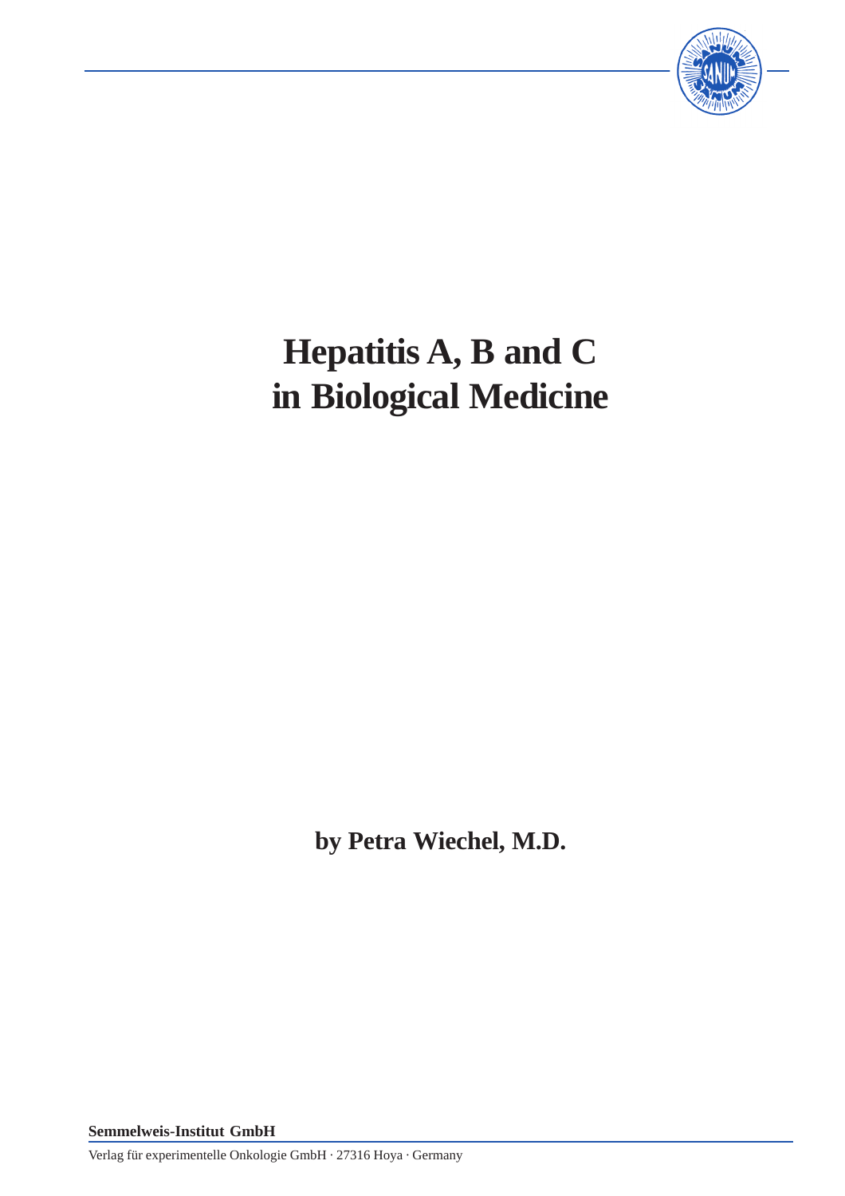# Hepatitis A, B and C in Biological Medicine

**by Petra Wiechel, M.D.**

**Semmelweis-Institut GmbH**

Verlag für experimentelle Onkologie GmbH · 27316 Hoya · Germany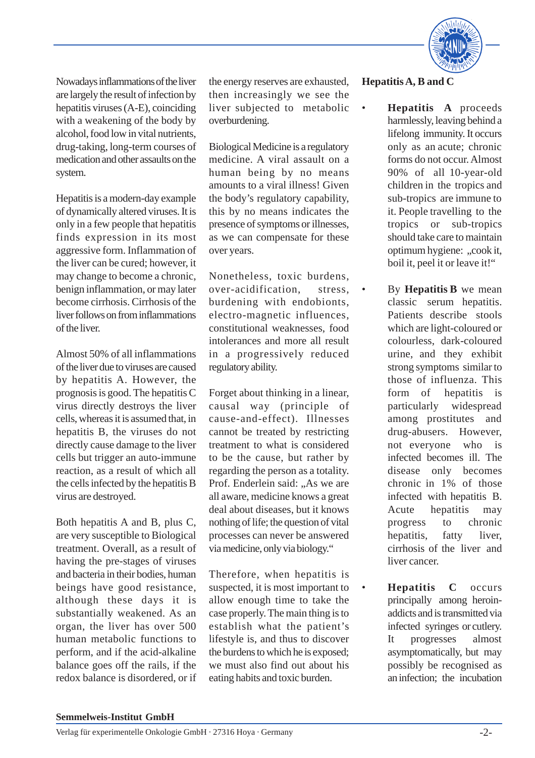Nowadays inflammations of the liver are largely the result of infection by hepatitis viruses (A-E), coinciding with a weakening of the body by alcohol, food low in vital nutrients, drug-taking, long-term courses of medication and other assaults on the system.

Hepatitis is a modern-day example of dynamically altered viruses. It is only in a few people that hepatitis finds expression in its most aggressive form. Inflammation of the liver can be cured; however, it may change to become a chronic, benign inflammation, or may later become cirrhosis. Cirrhosis of the liver follows on from inflammations of the liver.

Almost 50% of all inflammations of the liver due to viruses are caused by hepatitis A. However, the prognosis is good. The hepatitis C virus directly destroys the liver cells, whereas it is assumed that, in hepatitis B, the viruses do not directly cause damage to the liver cells but trigger an auto-immune reaction, as a result of which all the cells infected by the hepatitis B virus are destroyed.

Both hepatitis A and B, plus C, are very susceptible to Biological treatment. Overall, as a result of having the pre-stages of viruses and bacteria in their bodies, human beings have good resistance, although these days it is substantially weakened. As an organ, the liver has over 500 human metabolic functions to perform, and if the acid-alkaline balance goes off the rails, if the redox balance is disordered, or if the energy reserves are exhausted, then increasingly we see the liver subjected to metabolic overburdening.

Biological Medicine is a regulatory medicine. A viral assault on a human being by no means amounts to a viral illness! Given the body's regulatory capability, this by no means indicates the presence of symptoms or illnesses, as we can compensate for these over years.

Nonetheless, toxic burdens, over-acidification, stress, burdening with endobionts, electro-magnetic influences, constitutional weaknesses, food intolerances and more all result in a progressively reduced regulatory ability.

Forget about thinking in a linear, causal way (principle of cause-and-effect). Illnesses cannot be treated by restricting treatment to what is considered to be the cause, but rather by regarding the person as a totality. Prof. Enderlein said: „As we are all aware, medicine knows a great deal about diseases, but it knows nothing of life; the question of vital processes can never be answered via medicine, only via biology."

Therefore, when hepatitis is suspected, it is most important to allow enough time to take the case properly. The main thing is to establish what the patient's lifestyle is, and thus to discover the burdens to which he is exposed; we must also find out about his eating habits and toxic burden.

**Hepatitis A, B and C**

- **Hepatitis A** proceeds harmlessly, leaving behind a lifelong immunity. It occurs only as an acute; chronic forms do not occur. Almost 90% of all 10-year-old children in the tropics and sub-tropics are immune to it. People travelling to the tropics or sub-tropics should take care to maintain optimum hygiene: „cook it, boil it, peel it or leave it!"

- By **Hepatitis B** we mean classic serum hepatitis. Patients describe stools which are light-coloured or colourless, dark-coloured urine, and they exhibit strong symptoms similar to those of influenza. This form of hepatitis is particularly widespread among prostitutes and drug-abusers. However, not everyone who is infected becomes ill. The disease only becomes chronic in 1% of those infected with hepatitis B. Acute hepatitis may progress to chronic hepatitis, fatty liver, cirrhosis of the liver and liver cancer.

- **Hepatitis C** occurs principally among heroin-addicts and is transmitted via infected syringes or cutlery. It progresses almost asymptomatically, but may possibly be recognised as an infection; the incubation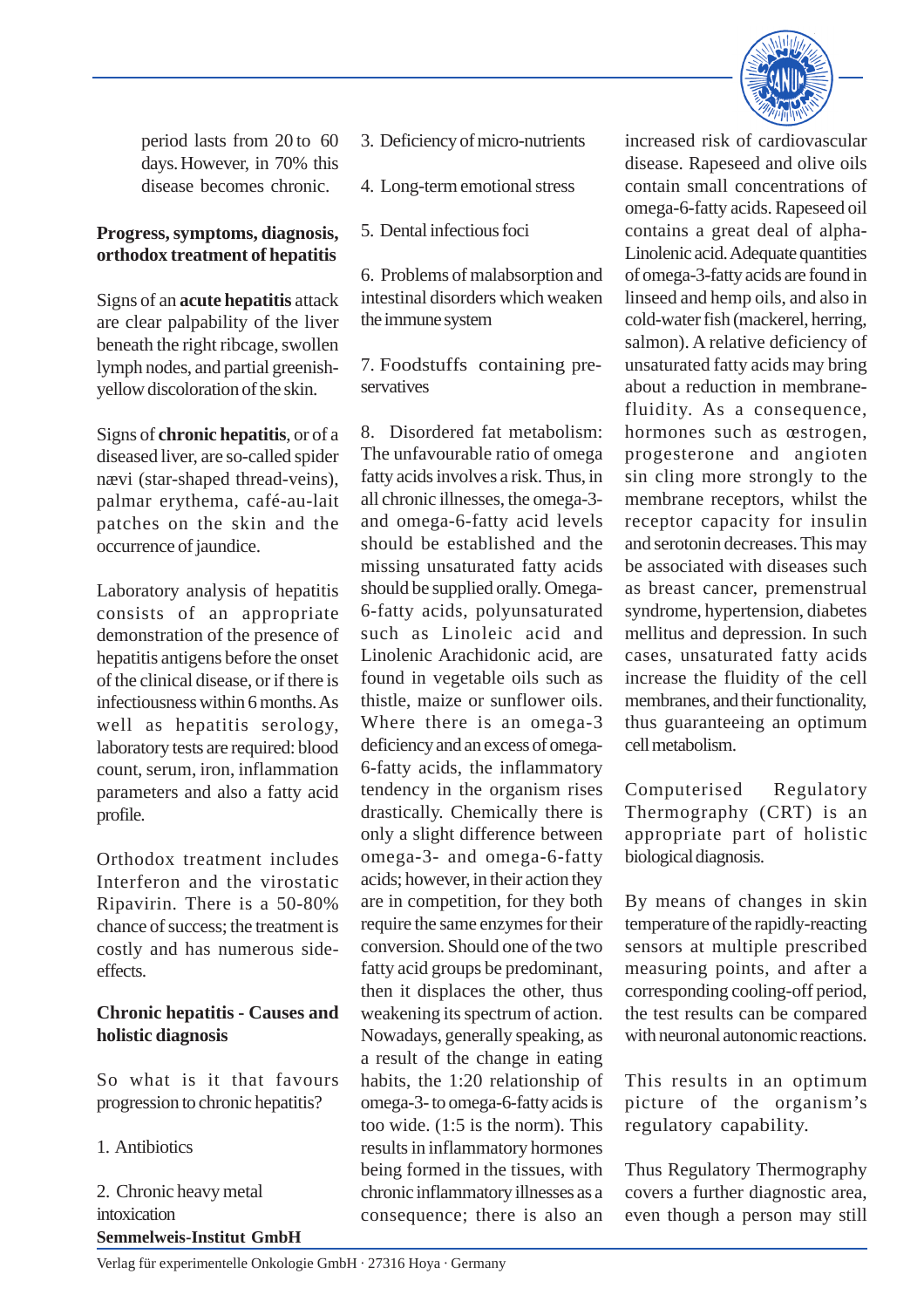period lasts from 20 to 60 days. However, in 70% this disease becomes chronic.

**Progress, symptoms, diagnosis, orthodox treatment of hepatitis**

Signs of an **acute hepatitis** attack are clear palpability of the liver beneath the right ribcage, swollen lymph nodes, and partial greenish-yellow discoloration of the skin.

Signs of **chronic hepatitis**, or of a diseased liver, are so-called spider nævi (star-shaped thread-veins), palmar erythema, café-au-lait patches on the skin and the occurrence of jaundice.

Laboratory analysis of hepatitis consists of an appropriate demonstration of the presence of hepatitis antigens before the onset of the clinical disease, or if there is infectiousness within 6 months. As well as hepatitis serology, laboratory tests are required: blood count, serum, iron, inflammation parameters and also a fatty acid profile.

Orthodox treatment includes Interferon and the virostatic Ripavirin. There is a 50-80% chance of success; the treatment is costly and has numerous side-effects.

**Chronic hepatitis - Causes and holistic diagnosis**

So what is it that favours progression to chronic hepatitis?

1. Antibiotics

2. Chronic heavy metal intoxication

3. Deficiency of micro-nutrients

4. Long-term emotional stress

5. Dental infectious foci

6. Problems of malabsorption and intestinal disorders which weaken the immune system

7. Foodstuffs containing preservatives

8. Disordered fat metabolism: The unfavourable ratio of omega fatty acids involves a risk. Thus, in all chronic illnesses, the omega-3- and omega-6-fatty acid levels should be established and the missing unsaturated fatty acids should be supplied orally. Omega-6-fatty acids, polyunsaturated such as Linoleic acid and Linolenic Arachidonic acid, are found in vegetable oils such as thistle, maize or sunflower oils. Where there is an omega-3 deficiency and an excess of omega-6-fatty acids, the inflammatory tendency in the organism rises drastically. Chemically there is only a slight difference between omega-3- and omega-6-fatty acids; however, in their action they are in competition, for they both require the same enzymes for their conversion. Should one of the two fatty acid groups be predominant, then it displaces the other, thus weakening its spectrum of action. Nowadays, generally speaking, as a result of the change in eating habits, the 1:20 relationship of omega-3- to omega-6-fatty acids is too wide. (1:5 is the norm). This results in inflammatory hormones being formed in the tissues, with chronic inflammatory illnesses as a consequence; there is also an increased risk of cardiovascular disease. Rapeseed and olive oils contain small concentrations of omega-6-fatty acids. Rapeseed oil contains a great deal of alpha-Linolenic acid. Adequate quantities of omega-3-fatty acids are found in linseed and hemp oils, and also in cold-water fish (mackerel, herring, salmon). A relative deficiency of unsaturated fatty acids may bring about a reduction in membrane-fluidity. As a consequence, hormones such as œstrogen, progesterone and angiotensin cling more strongly to the membrane receptors, whilst the receptor capacity for insulin and serotonin decreases. This may be associated with diseases such as breast cancer, premenstrual syndrome, hypertension, diabetes mellitus and depression. In such cases, unsaturated fatty acids increase the fluidity of the cell membranes, and their functionality, thus guaranteeing an optimum cell metabolism.

Computerised Regulatory Thermography (CRT) is an appropriate part of holistic biological diagnosis.

By means of changes in skin temperature of the rapidly-reacting sensors at multiple prescribed measuring points, and after a corresponding cooling-off period, the test results can be compared with neuronal autonomic reactions.

This results in an optimum picture of the organism's regulatory capability.

Thus Regulatory Thermography covers a further diagnostic area, even though a person may still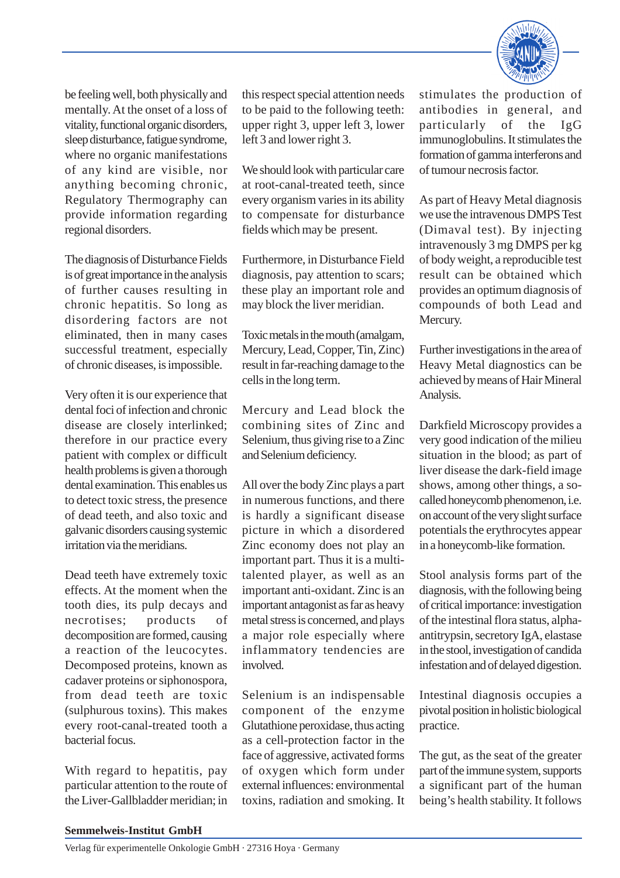be feeling well, both physically and mentally. At the onset of a loss of vitality, functional organic disorders, sleep disturbance, fatigue syndrome, where no organic manifestations of any kind are visible, nor anything becoming chronic, Regulatory Thermography can provide information regarding regional disorders.

The diagnosis of Disturbance Fields is of great importance in the analysis of further causes resulting in chronic hepatitis. So long as disordering factors are not eliminated, then in many cases successful treatment, especially of chronic diseases, is impossible.

Very often it is our experience that dental foci of infection and chronic disease are closely interlinked; therefore in our practice every patient with complex or difficult health problems is given a thorough dental examination. This enables us to detect toxic stress, the presence of dead teeth, and also toxic and galvanic disorders causing systemic irritation via the meridians.

Dead teeth have extremely toxic effects. At the moment when the tooth dies, its pulp decays and necrotises; products of decomposition are formed, causing a reaction of the leucocytes. Decomposed proteins, known as cadaver proteins or siphonospora, from dead teeth are toxic (sulphurous toxins). This makes every root-canal-treated tooth a bacterial focus.

With regard to hepatitis, pay particular attention to the route of the Liver-Gallbladder meridian; in this respect special attention needs to be paid to the following teeth: upper right 3, upper left 3, lower left 3 and lower right 3.

We should look with particular care at root-canal-treated teeth, since every organism varies in its ability to compensate for disturbance fields which may be present.

Furthermore, in Disturbance Field diagnosis, pay attention to scars; these play an important role and may block the liver meridian.

Toxic metals in the mouth (amalgam, Mercury, Lead, Copper, Tin, Zinc) result in far-reaching damage to the cells in the long term.

Mercury and Lead block the combining sites of Zinc and Selenium, thus giving rise to a Zinc and Selenium deficiency.

All over the body Zinc plays a part in numerous functions, and there is hardly a significant disease picture in which a disordered Zinc economy does not play an important part. Thus it is a multi-talented player, as well as an important anti-oxidant. Zinc is an important antagonist as far as heavy metal stress is concerned, and plays a major role especially where inflammatory tendencies are involved.

Selenium is an indispensable component of the enzyme Glutathione peroxidase, thus acting as a cell-protection factor in the face of aggressive, activated forms of oxygen which form under external influences: environmental toxins, radiation and smoking. It stimulates the production of antibodies in general, and particularly of the IgG immunoglobulins. It stimulates the formation of gamma interferons and of tumour necrosis factor.

As part of Heavy Metal diagnosis we use the intravenous DMPS Test (Dimaval test). By injecting intravenously 3 mg DMPS per kg of body weight, a reproducible test result can be obtained which provides an optimum diagnosis of compounds of both Lead and Mercury.

Further investigations in the area of Heavy Metal diagnostics can be achieved by means of Hair Mineral Analysis.

Darkfield Microscopy provides a very good indication of the milieu situation in the blood; as part of liver disease the dark-field image shows, among other things, a so-called honeycomb phenomenon, i.e. on account of the very slight surface potentials the erythrocytes appear in a honeycomb-like formation.

Stool analysis forms part of the diagnosis, with the following being of critical importance: investigation of the intestinal flora status, alpha-antitrypsin, secretory IgA, elastase in the stool, investigation of candida infestation and of delayed digestion.

Intestinal diagnosis occupies a pivotal position in holistic biological practice.

The gut, as the seat of the greater part of the immune system, supports a significant part of the human being's health stability. It follows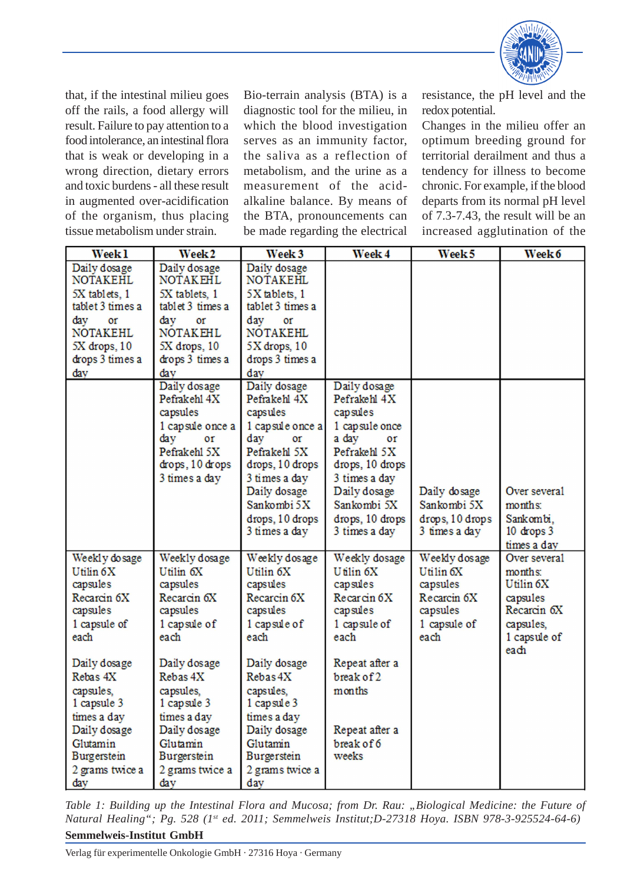that, if the intestinal milieu goes off the rails, a food allergy will result. Failure to pay attention to a food intolerance, an intestinal flora that is weak or developing in a wrong direction, dietary errors and toxic burdens - all these result in augmented over-acidification of the organism, thus placing tissue metabolism under strain.

Bio-terrain analysis (BTA) is a diagnostic tool for the milieu, in which the blood investigation serves as an immunity factor, the saliva as a reflection of metabolism, and the urine as a measurement of the acid-alkaline balance. By means of the BTA, pronouncements can be made regarding the electrical resistance, the pH level and the redox potential.

Changes in the milieu offer an optimum breeding ground for territorial derailment and thus a tendency for illness to become chronic. For example, if the blood departs from its normal pH level of 7.3-7.43, the result will be an increased agglutination of the

| Week 1 | Week 2 | Week 3 | Week 4 | Week 5 | Week 6 |
|---|---|---|---|---|---|
| Daily dosage NOTAKEHL 5X tablets, 1 tablet 3 times a day or NOTAKEHL 5X drops, 10 drops 3 times a day | Daily dosage NOTAKEHL 5X tablets, 1 tablet 3 times a day or NOTAKEHL 5X drops, 10 drops 3 times a day | Daily dosage NOTAKEHL 5X tablets, 1 tablet 3 times a day or NOTAKEHL 5X drops, 10 drops 3 times a day | | | |
| | Daily dosage Pefrakehl 4X capsules 1 capsule once a day or Pefrakehl 5X drops, 10 drops 3 times a day | Daily dosage Pefrakehl 4X capsules 1 capsule once a day or Pefrakehl 5X drops, 10 drops 3 times a day Daily dosage Sankombi 5X drops, 10 drops 3 times a day | Daily dosage Pefrakehl 4X capsules 1 capsule once a day or Pefrakehl 5X drops, 10 drops 3 times a day Daily dosage Sankombi 5X drops, 10 drops 3 times a day | Daily dosage Sankombi 5X drops, 10 drops 3 times a day | Over several months: Sankombi, 10 drops 3 times a day |
| Weekly dosage Utilin 6X capsules Recarcin 6X capsules 1 capsule of each<br><br>Daily dosage Rebas 4X capsules, 1 capsule 3 times a day Daily dosage Glutamin Burgerstein 2 grams twice a day | Weekly dosage Utilin 6X capsules Recarcin 6X capsules 1 capsule of each<br><br>Daily dosage Rebas 4X capsules, 1 capsule 3 times a day Daily dosage Glutamin Burgerstein 2 grams twice a day | Weekly dosage Utilin 6X capsules Recarcin 6X capsules 1 capsule of each<br><br>Daily dosage Rebas 4X capsules, 1 capsule 3 times a day Daily dosage Glutamin Burgerstein 2 grams twice a day | Weekly dosage Utilin 6X capsules Recarcin 6X capsules 1 capsule of each<br><br>Repeat after a break of 2 months<br><br>Repeat after a break of 6 weeks | Weekly dosage Utilin 6X capsules Recarcin 6X capsules 1 capsule of each | Over several months: Utilin 6X capsules Recarcin 6X capsules, 1 capsule of each |

*Table 1: Building up the Intestinal Flora and Mucosa; from Dr. Rau: „Biological Medicine: the Future of Natural Healing"; Pg. 528 (1st ed. 2011; Semmelweis Institut;D-27318 Hoya. ISBN 978-3-925524-64-6)*

**Semmelweis-Institut GmbH**

Verlag für experimentelle Onkologie GmbH · 27316 Hoya · Germany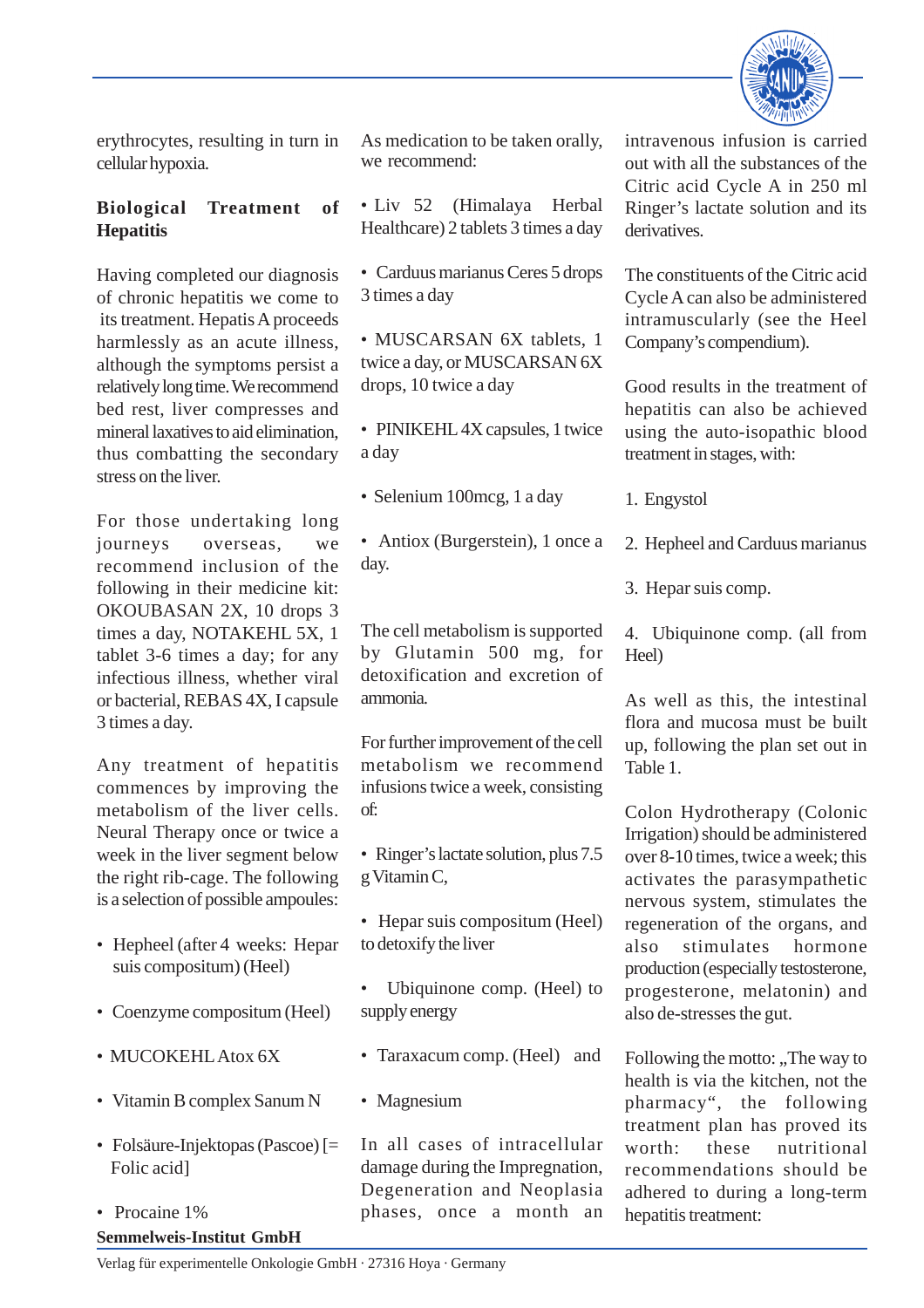erythrocytes, resulting in turn in cellular hypoxia.

**Biological Treatment of Hepatitis**

Having completed our diagnosis of chronic hepatitis we come to its treatment. Hepatis A proceeds harmlessly as an acute illness, although the symptoms persist a relatively long time. We recommend bed rest, liver compresses and mineral laxatives to aid elimination, thus combatting the secondary stress on the liver.

For those undertaking long journeys overseas, we recommend inclusion of the following in their medicine kit: OKOUBASAN 2X, 10 drops 3 times a day, NOTAKEHL 5X, 1 tablet 3-6 times a day; for any infectious illness, whether viral or bacterial, REBAS 4X, I capsule 3 times a day.

Any treatment of hepatitis commences by improving the metabolism of the liver cells. Neural Therapy once or twice a week in the liver segment below the right rib-cage. The following is a selection of possible ampoules:

- Hepheel (after 4 weeks: Hepar suis compositum) (Heel)
- Coenzyme compositum (Heel)
- MUCOKEHL Atox 6X
- Vitamin B complex Sanum N
- Folsäure-Injektopas (Pascoe) [= Folic acid]
- Procaine 1%

As medication to be taken orally, we recommend:

- Liv 52 (Himalaya Herbal Healthcare) 2 tablets 3 times a day
- Carduus marianus Ceres 5 drops 3 times a day
- MUSCARSAN 6X tablets, 1 twice a day, or MUSCARSAN 6X drops, 10 twice a day
- PINIKEHL 4X capsules, 1 twice a day
- Selenium 100mcg, 1 a day
- Antiox (Burgerstein), 1 once a day.

The cell metabolism is supported by Glutamin 500 mg, for detoxification and excretion of ammonia.

For further improvement of the cell metabolism we recommend infusions twice a week, consisting of:

- Ringer's lactate solution, plus 7.5 g Vitamin C,
- Hepar suis compositum (Heel) to detoxify the liver
- Ubiquinone comp. (Heel) to supply energy
- Taraxacum comp. (Heel) and
- Magnesium

In all cases of intracellular damage during the Impregnation, Degeneration and Neoplasia phases, once a month an intravenous infusion is carried out with all the substances of the Citric acid Cycle A in 250 ml Ringer's lactate solution and its derivatives.

The constituents of the Citric acid Cycle A can also be administered intramuscularly (see the Heel Company's compendium).

Good results in the treatment of hepatitis can also be achieved using the auto-isopathic blood treatment in stages, with:

1. Engystol
2. Hepheel and Carduus marianus
3. Hepar suis comp.
4. Ubiquinone comp. (all from Heel)

As well as this, the intestinal flora and mucosa must be built up, following the plan set out in Table 1.

Colon Hydrotherapy (Colonic Irrigation) should be administered over 8-10 times, twice a week; this activates the parasympathetic nervous system, stimulates the regeneration of the organs, and also stimulates hormone production (especially testosterone, progesterone, melatonin) and also de-stresses the gut.

Following the motto: „The way to health is via the kitchen, not the pharmacy", the following treatment plan has proved its worth: these nutritional recommendations should be adhered to during a long-term hepatitis treatment:

**Semmelweis-Institut GmbH**

Verlag für experimentelle Onkologie GmbH · 27316 Hoya · Germany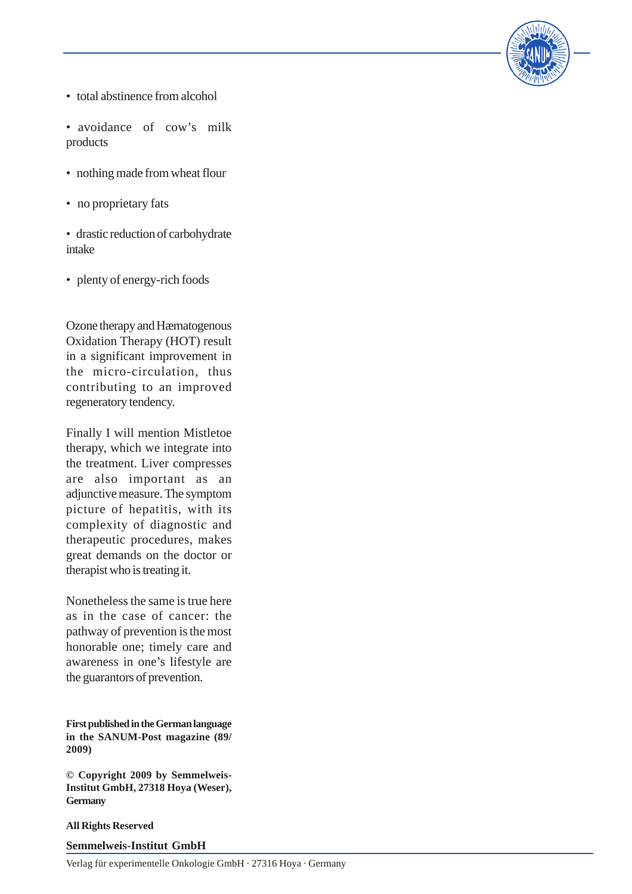- total abstinence from alcohol
- avoidance of cow's milk products
- nothing made from wheat flour
- no proprietary fats
- drastic reduction of carbohydrate intake
- plenty of energy-rich foods

Ozone therapy and Hæmatogenous Oxidation Therapy (HOT) result in a significant improvement in the micro-circulation, thus contributing to an improved regeneratory tendency.

Finally I will mention Mistletoe therapy, which we integrate into the treatment. Liver compresses are also important as an adjunctive measure. The symptom picture of hepatitis, with its complexity of diagnostic and therapeutic procedures, makes great demands on the doctor or therapist who is treating it.

Nonetheless the same is true here as in the case of cancer: the pathway of prevention is the most honorable one; timely care and awareness in one's lifestyle are the guarantors of prevention.

**First published in the German language in the SANUM-Post magazine (89/ 2009)**

**© Copyright 2009 by Semmelweis-Institut GmbH, 27318 Hoya (Weser), Germany**

**All Rights Reserved**

**Semmelweis-Institut GmbH**

Verlag für experimentelle Onkologie GmbH · 27316 Hoya · Germany